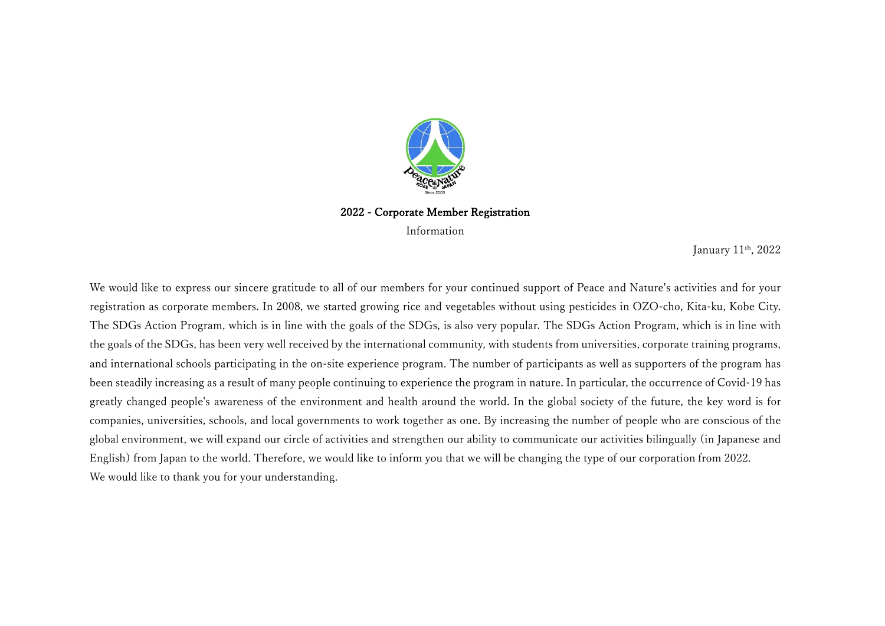## 2022 - Corporate Member Registration

Information

January 11th, 2022

We would like to express our sincere gratitude to all of our members for your continued support of Peace and Nature's activities and for your registration as corporate members. In 2008, we started growing rice and vegetables without using pesticides in OZO-cho, Kita-ku, Kobe City. The SDGs Action Program, which is in line with the goals of the SDGs, is also very popular. The SDGs Action Program, which is in line with the goals of the SDGs, has been very well received by the international community, with students from universities, corporate training programs, and international schools participating in the on-site experience program. The number of participants as well as supporters of the program has been steadily increasing as a result of many people continuing to experience the program in nature. In particular, the occurrence of Covid-19 has greatly changed people's awareness of the environment and health around the world. In the global society of the future, the key word is for companies, universities, schools, and local governments to work together as one. By increasing the number of people who are conscious of the global environment, we will expand our circle of activities and strengthen our ability to communicate our activities bilingually (in Japanese and English) from Japan to the world. Therefore, we would like to inform you that we will be changing the type of our corporation from 2022.

We would like to thank you for your understanding.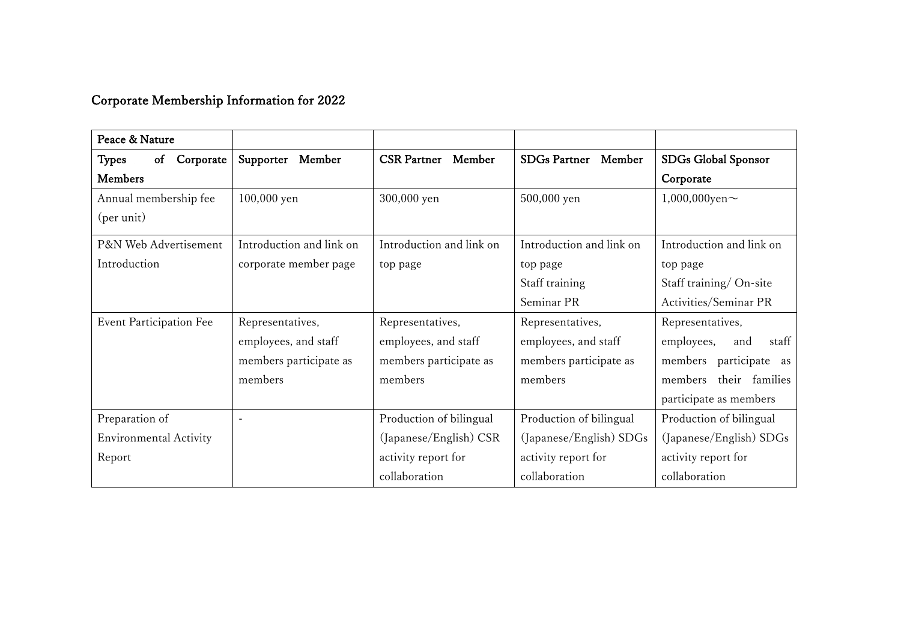## Corporate Membership Information for 2022

| **Peace & Nature** | | | | |
|---|---|---|---|---|
| **Types of Corporate Members** | **Supporter Member** | **CSR Partner Member** | **SDGs Partner Member** | **SDGs Global Sponsor Corporate** |
| Annual membership fee (per unit) | 100,000 yen | 300,000 yen | 500,000 yen | 1,000,000yen～ |
| P&N Web Advertisement Introduction | Introduction and link on corporate member page | Introduction and link on top page | Introduction and link on top page<br>Staff training<br>Seminar PR | Introduction and link on top page<br>Staff training/ On-site Activities/Seminar PR |
| Event Participation Fee | Representatives, employees, and staff members participate as members | Representatives, employees, and staff members participate as members | Representatives, employees, and staff members participate as members | Representatives, employees, and staff members participate as members their families participate as members |
| Preparation of Environmental Activity Report | - | Production of bilingual (Japanese/English) CSR activity report for collaboration | Production of bilingual (Japanese/English) SDGs activity report for collaboration | Production of bilingual (Japanese/English) SDGs activity report for collaboration |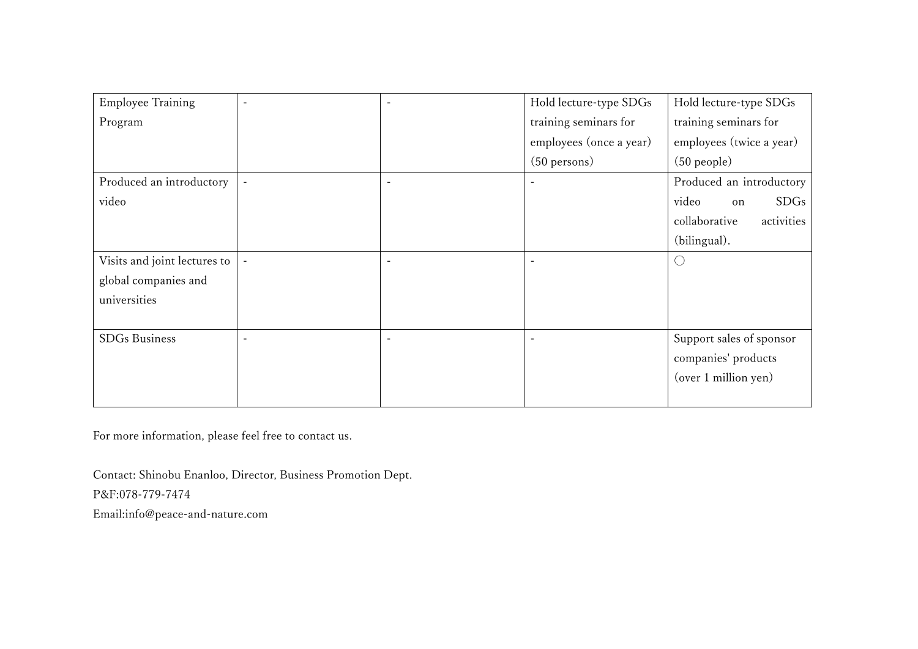| Employee Training Program | - | - | Hold lecture-type SDGs training seminars for employees (once a year) (50 persons) | Hold lecture-type SDGs training seminars for employees (twice a year) (50 people) |
|---|---|---|---|---|
| Produced an introductory video | - | - | - | Produced an introductory video on SDGs collaborative activities (bilingual). |
| Visits and joint lectures to global companies and universities | - | - | - | ○ |
| SDGs Business | - | - | - | Support sales of sponsor companies' products (over 1 million yen) |

For more information, please feel free to contact us.

Contact: Shinobu Enanloo, Director, Business Promotion Dept.
P&F:078-779-7474
Email:info@peace-and-nature.com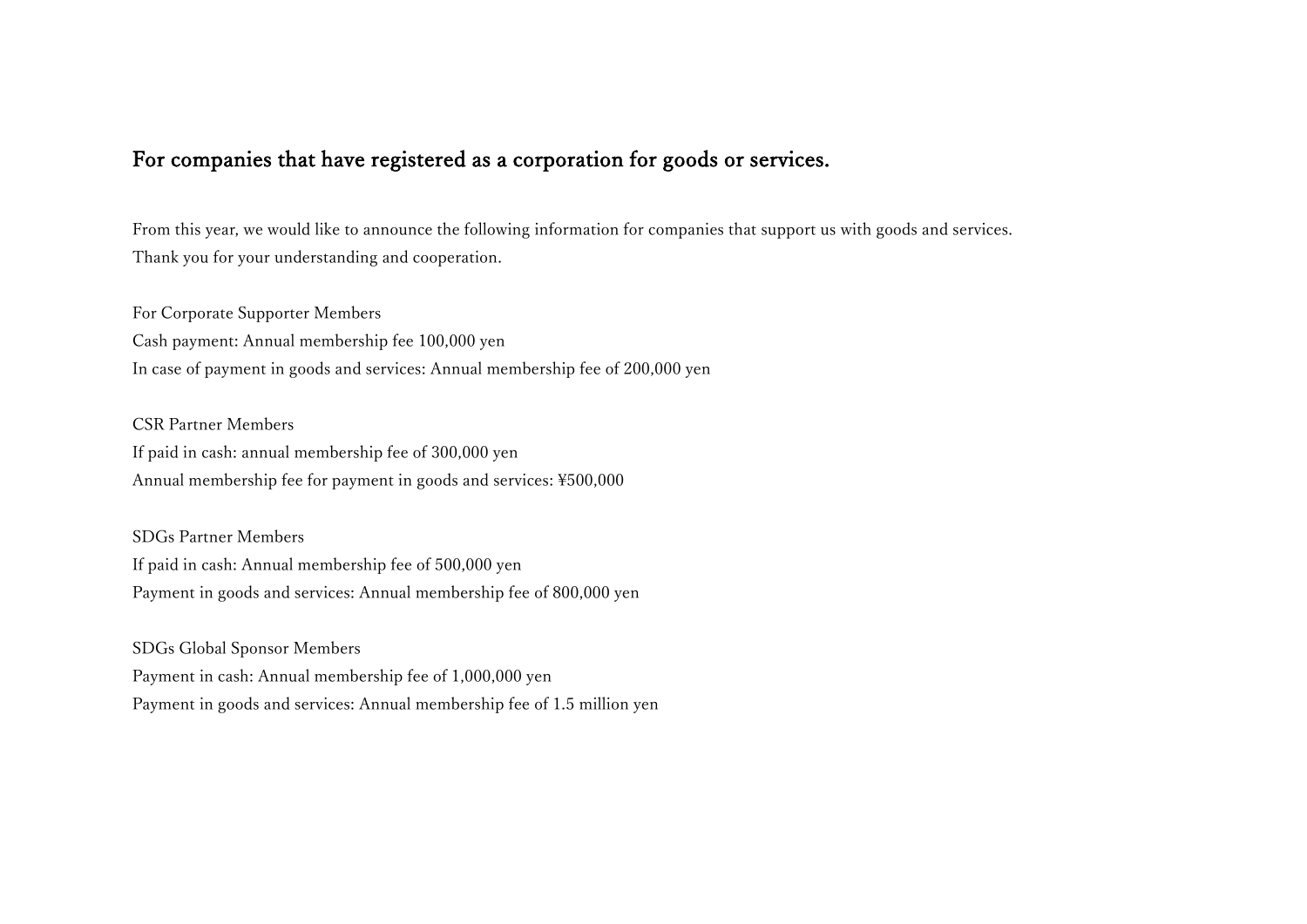## For companies that have registered as a corporation for goods or services.

From this year, we would like to announce the following information for companies that support us with goods and services.
Thank you for your understanding and cooperation.

For Corporate Supporter Members
Cash payment: Annual membership fee 100,000 yen
In case of payment in goods and services: Annual membership fee of 200,000 yen

CSR Partner Members
If paid in cash: annual membership fee of 300,000 yen
Annual membership fee for payment in goods and services: ¥500,000

SDGs Partner Members
If paid in cash: Annual membership fee of 500,000 yen
Payment in goods and services: Annual membership fee of 800,000 yen

SDGs Global Sponsor Members
Payment in cash: Annual membership fee of 1,000,000 yen
Payment in goods and services: Annual membership fee of 1.5 million yen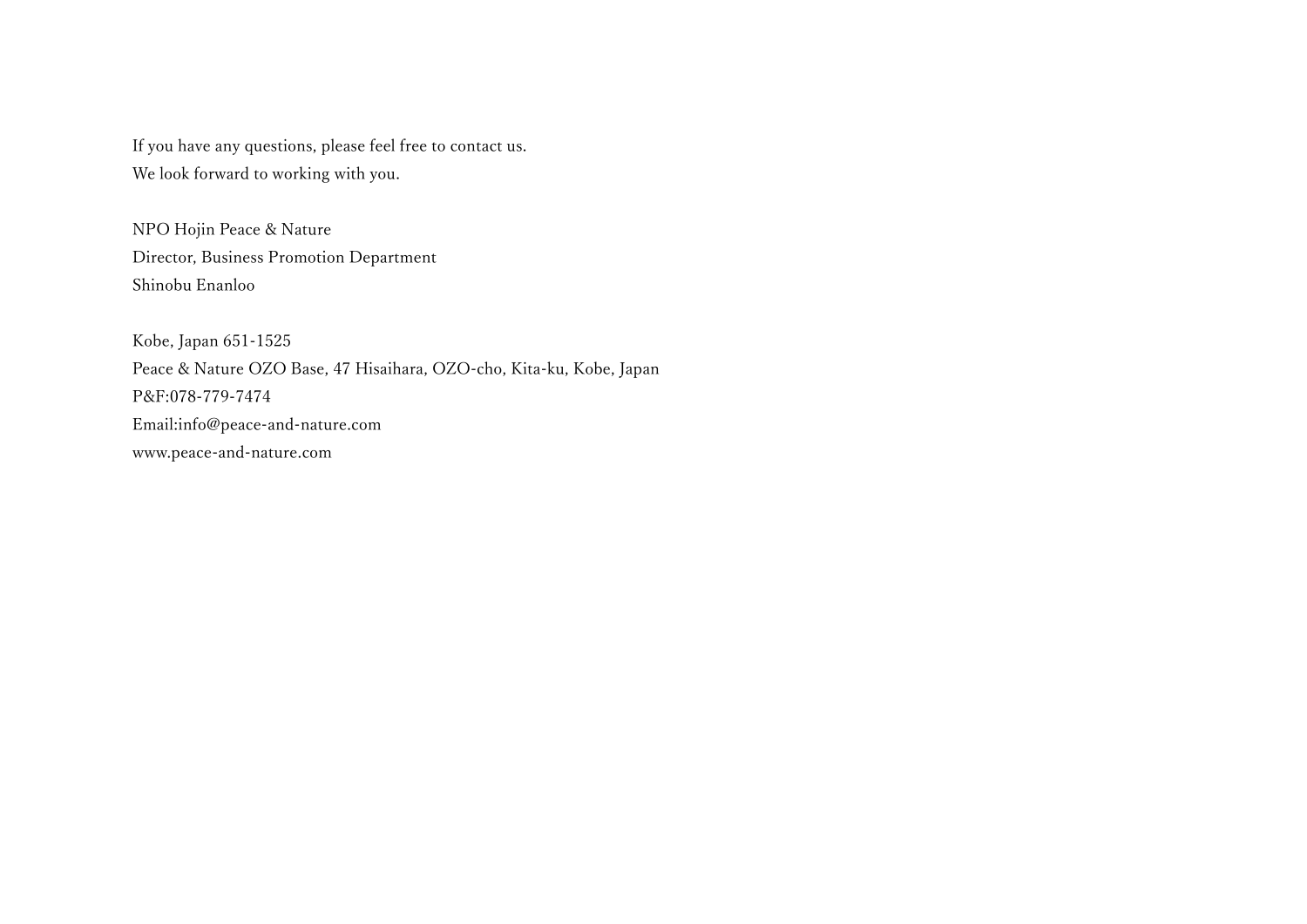If you have any questions, please feel free to contact us.
We look forward to working with you.

NPO Hojin Peace & Nature
Director, Business Promotion Department
Shinobu Enanloo

Kobe, Japan 651-1525
Peace & Nature OZO Base, 47 Hisaihara, OZO-cho, Kita-ku, Kobe, Japan
P&F:078-779-7474
Email:info@peace-and-nature.com
www.peace-and-nature.com